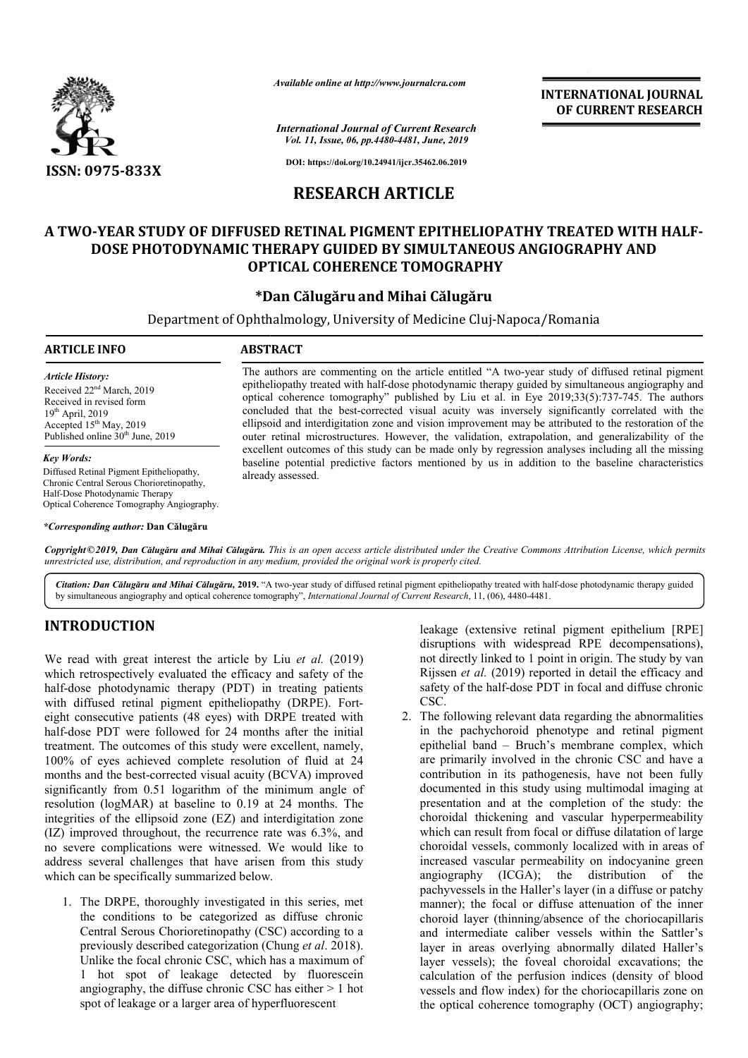# RESEARCH ARTICLE

## A TWO-YEAR STUDY OF DIFFUSED RETINAL PIGMENT EPITHELIOPATHY TREATED WITH HALF-DOSE PHOTODYNAMIC THERAPY GUIDED BY SIMULTANEOUS ANGIOGRAPHY AND OPTICAL COHERENCE TOMOGRAPHY

**\*Dan Călugăru and Mihai Călugăru**

Department of Ophthalmology, University of Medicine Cluj-Napoca/Romania

### ARTICLE INFO

*Article History:*
Received 22nd March, 2019
Received in revised form 19th April, 2019
Accepted 15th May, 2019
Published online 30th June, 2019

*Key Words:*
Diffused Retinal Pigment Epitheliopathy, Chronic Central Serous Chorioretinopathy, Half-Dose Photodynamic Therapy Optical Coherence Tomography Angiography.

*\*Corresponding author:* **Dan Călugăru**

### ABSTRACT

The authors are commenting on the article entitled "A two-year study of diffused retinal pigment epitheliopathy treated with half-dose photodynamic therapy guided by simultaneous angiography and optical coherence tomography" published by Liu et al. in Eye 2019;33(5):737-745. The authors concluded that the best-corrected visual acuity was inversely significantly correlated with the ellipsoid and interdigitation zone and vision improvement may be attributed to the restoration of the outer retinal microstructures. However, the validation, extrapolation, and generalizability of the excellent outcomes of this study can be made only by regression analyses including all the missing baseline potential predictive factors mentioned by us in addition to the baseline characteristics already assessed.

*Copyright©2019, Dan Călugăru and Mihai Călugăru. This is an open access article distributed under the Creative Commons Attribution License, which permits unrestricted use, distribution, and reproduction in any medium, provided the original work is properly cited.*

*Citation: Dan Călugăru and Mihai Călugăru,* **2019.** "A two-year study of diffused retinal pigment epitheliopathy treated with half-dose photodynamic therapy guided by simultaneous angiography and optical coherence tomography", *International Journal of Current Research*, 11, (06), 4480-4481.

## INTRODUCTION

We read with great interest the article by Liu *et al.* (2019) which retrospectively evaluated the efficacy and safety of the half-dose photodynamic therapy (PDT) in treating patients with diffused retinal pigment epitheliopathy (DRPE). Fort-eight consecutive patients (48 eyes) with DRPE treated with half-dose PDT were followed for 24 months after the initial treatment. The outcomes of this study were excellent, namely, 100% of eyes achieved complete resolution of fluid at 24 months and the best-corrected visual acuity (BCVA) improved significantly from 0.51 logarithm of the minimum angle of resolution (logMAR) at baseline to 0.19 at 24 months. The integrities of the ellipsoid zone (EZ) and interdigitation zone (IZ) improved throughout, the recurrence rate was 6.3%, and no severe complications were witnessed. We would like to address several challenges that have arisen from this study which can be specifically summarized below.

1. The DRPE, thoroughly investigated in this series, met the conditions to be categorized as diffuse chronic Central Serous Chorioretinopathy (CSC) according to a previously described categorization (Chung *et al*. 2018). Unlike the focal chronic CSC, which has a maximum of 1 hot spot of leakage detected by fluorescein angiography, the diffuse chronic CSC has either > 1 hot spot of leakage or a larger area of hyperfluorescent leakage (extensive retinal pigment epithelium [RPE] disruptions with widespread RPE decompensations), not directly linked to 1 point in origin. The study by van Rijssen *et al.* (2019) reported in detail the efficacy and safety of the half-dose PDT in focal and diffuse chronic CSC.
2. The following relevant data regarding the abnormalities in the pachychoroid phenotype and retinal pigment epithelial band – Bruch's membrane complex, which are primarily involved in the chronic CSC and have a contribution in its pathogenesis, have not been fully documented in this study using multimodal imaging at presentation and at the completion of the study: the choroidal thickening and vascular hyperpermeability which can result from focal or diffuse dilatation of large choroidal vessels, commonly localized with in areas of increased vascular permeability on indocyanine green angiography (ICGA); the distribution of the pachyvessels in the Haller's layer (in a diffuse or patchy manner); the focal or diffuse attenuation of the inner choroid layer (thinning/absence of the choriocapillaris and intermediate caliber vessels within the Sattler's layer in areas overlying abnormally dilated Haller's layer vessels); the foveal choroidal excavations; the calculation of the perfusion indices (density of blood vessels and flow index) for the choriocapillaris zone on the optical coherence tomography (OCT) angiography;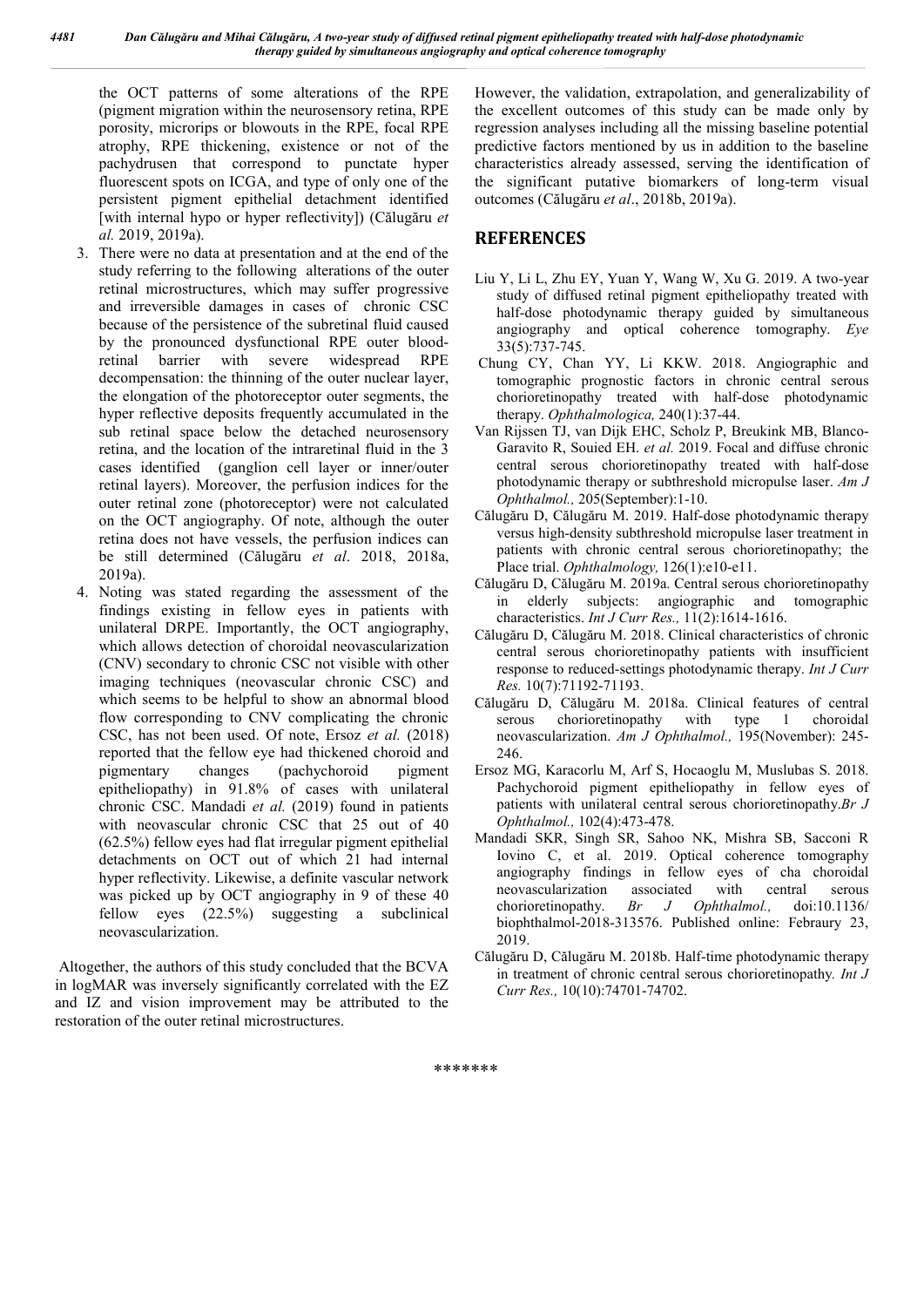the OCT patterns of some alterations of the RPE (pigment migration within the neurosensory retina, RPE porosity, microrips or blowouts in the RPE, focal RPE atrophy, RPE thickening, existence or not of the pachydrusen that correspond to punctate hyper fluorescent spots on ICGA, and type of only one of the persistent pigment epithelial detachment identified [with internal hypo or hyper reflectivity]) (Călugăru *et al.* 2019, 2019a).

3. There were no data at presentation and at the end of the study referring to the following alterations of the outer retinal microstructures, which may suffer progressive and irreversible damages in cases of chronic CSC because of the persistence of the subretinal fluid caused by the pronounced dysfunctional RPE outer blood-retinal barrier with severe widespread RPE decompensation: the thinning of the outer nuclear layer, the elongation of the photoreceptor outer segments, the hyper reflective deposits frequently accumulated in the sub retinal space below the detached neurosensory retina, and the location of the intraretinal fluid in the 3 cases identified (ganglion cell layer or inner/outer retinal layers). Moreover, the perfusion indices for the outer retinal zone (photoreceptor) were not calculated on the OCT angiography. Of note, although the outer retina does not have vessels, the perfusion indices can be still determined (Călugăru *et al*. 2018, 2018a, 2019a).
4. Noting was stated regarding the assessment of the findings existing in fellow eyes in patients with unilateral DRPE. Importantly, the OCT angiography, which allows detection of choroidal neovascularization (CNV) secondary to chronic CSC not visible with other imaging techniques (neovascular chronic CSC) and which seems to be helpful to show an abnormal blood flow corresponding to CNV complicating the chronic CSC, has not been used. Of note, Ersoz *et al.* (2018) reported that the fellow eye had thickened choroid and pigmentary changes (pachychoroid pigment epitheliopathy) in 91.8% of cases with unilateral chronic CSC. Mandadi *et al.* (2019) found in patients with neovascular chronic CSC that 25 out of 40 (62.5%) fellow eyes had flat irregular pigment epithelial detachments on OCT out of which 21 had internal hyper reflectivity. Likewise, a definite vascular network was picked up by OCT angiography in 9 of these 40 fellow eyes (22.5%) suggesting a subclinical neovascularization.

Altogether, the authors of this study concluded that the BCVA in logMAR was inversely significantly correlated with the EZ and IZ and vision improvement may be attributed to the restoration of the outer retinal microstructures.

However, the validation, extrapolation, and generalizability of the excellent outcomes of this study can be made only by regression analyses including all the missing baseline potential predictive factors mentioned by us in addition to the baseline characteristics already assessed, serving the identification of the significant putative biomarkers of long-term visual outcomes (Călugăru *et al*., 2018b, 2019a).

## REFERENCES

Liu Y, Li L, Zhu EY, Yuan Y, Wang W, Xu G. 2019. A two-year study of diffused retinal pigment epitheliopathy treated with half-dose photodynamic therapy guided by simultaneous angiography and optical coherence tomography. *Eye* 33(5):737-745.

Chung CY, Chan YY, Li KKW. 2018. Angiographic and tomographic prognostic factors in chronic central serous chorioretinopathy treated with half-dose photodynamic therapy. *Ophthalmologica,* 240(1):37-44.

Van Rijssen TJ, van Dijk EHC, Scholz P, Breukink MB, Blanco-Garavito R, Souied EH. *et al.* 2019. Focal and diffuse chronic central serous chorioretinopathy treated with half-dose photodynamic therapy or subthreshold micropulse laser. *Am J Ophthalmol.,* 205(September):1-10.

Călugăru D, Călugăru M. 2019. Half-dose photodynamic therapy versus high-density subthreshold micropulse laser treatment in patients with chronic central serous chorioretinopathy; the Place trial. *Ophthalmology,* 126(1):e10-e11.

Călugăru D, Călugăru M. 2019a. Central serous chorioretinopathy in elderly subjects: angiographic and tomographic characteristics. *Int J Curr Res.,* 11(2):1614-1616.

Călugăru D, Călugăru M. 2018. Clinical characteristics of chronic central serous chorioretinopathy patients with insufficient response to reduced-settings photodynamic therapy. *Int J Curr Res.* 10(7):71192-71193.

Călugăru D, Călugăru M. 2018a. Clinical features of central serous chorioretinopathy with type 1 choroidal neovascularization. *Am J Ophthalmol.,* 195(November): 245-246.

Ersoz MG, Karacorlu M, Arf S, Hocaoglu M, Muslubas S. 2018. Pachychoroid pigment epitheliopathy in fellow eyes of patients with unilateral central serous chorioretinopathy.*Br J Ophthalmol.,* 102(4):473-478.

Mandadi SKR, Singh SR, Sahoo NK, Mishra SB, Sacconi R Iovino C, et al. 2019. Optical coherence tomography angiography findings in fellow eyes of cha choroidal neovascularization associated with central serous chorioretinopathy. *Br J Ophthalmol.,* doi:10.1136/ biophthalmol-2018-313576. Published online: Febraury 23, 2019.

Călugăru D, Călugăru M. 2018b. Half-time photodynamic therapy in treatment of chronic central serous chorioretinopathy*. Int J Curr Res.,* 10(10):74701-74702.

\*\*\*\*\*\*\*